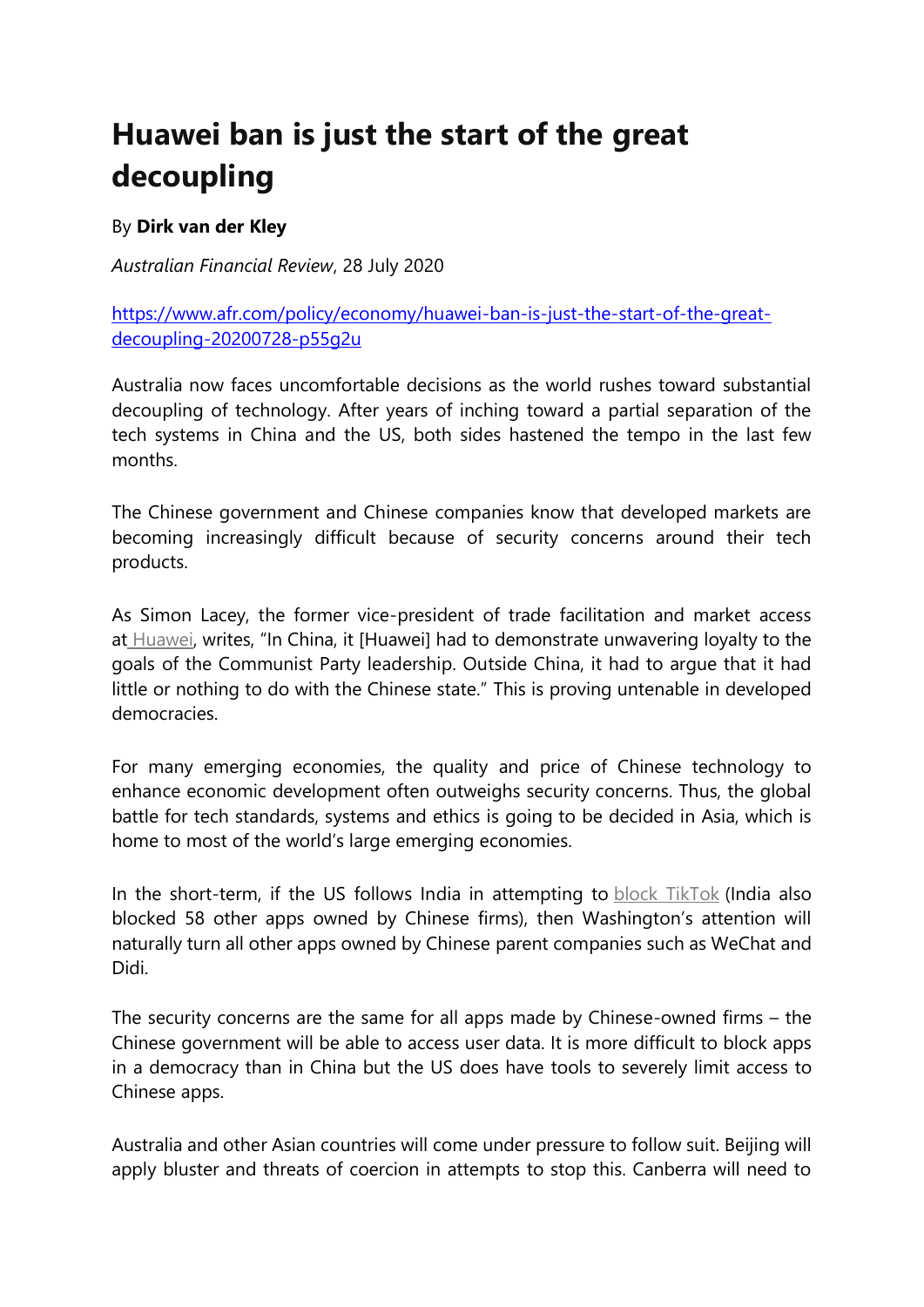# Huawei ban is just the start of the great decoupling

By **Dirk van der Kley**

*Australian Financial Review*, 28 July 2020

https://www.afr.com/policy/economy/huawei-ban-is-just-the-start-of-the-great-decoupling-20200728-p55g2u

Australia now faces uncomfortable decisions as the world rushes toward substantial decoupling of technology. After years of inching toward a partial separation of the tech systems in China and the US, both sides hastened the tempo in the last few months.

The Chinese government and Chinese companies know that developed markets are becoming increasingly difficult because of security concerns around their tech products.

As Simon Lacey, the former vice-president of trade facilitation and market access at Huawei, writes, "In China, it [Huawei] had to demonstrate unwavering loyalty to the goals of the Communist Party leadership. Outside China, it had to argue that it had little or nothing to do with the Chinese state." This is proving untenable in developed democracies.

For many emerging economies, the quality and price of Chinese technology to enhance economic development often outweighs security concerns. Thus, the global battle for tech standards, systems and ethics is going to be decided in Asia, which is home to most of the world's large emerging economies.

In the short-term, if the US follows India in attempting to block TikTok (India also blocked 58 other apps owned by Chinese firms), then Washington's attention will naturally turn all other apps owned by Chinese parent companies such as WeChat and Didi.

The security concerns are the same for all apps made by Chinese-owned firms – the Chinese government will be able to access user data. It is more difficult to block apps in a democracy than in China but the US does have tools to severely limit access to Chinese apps.

Australia and other Asian countries will come under pressure to follow suit. Beijing will apply bluster and threats of coercion in attempts to stop this. Canberra will need to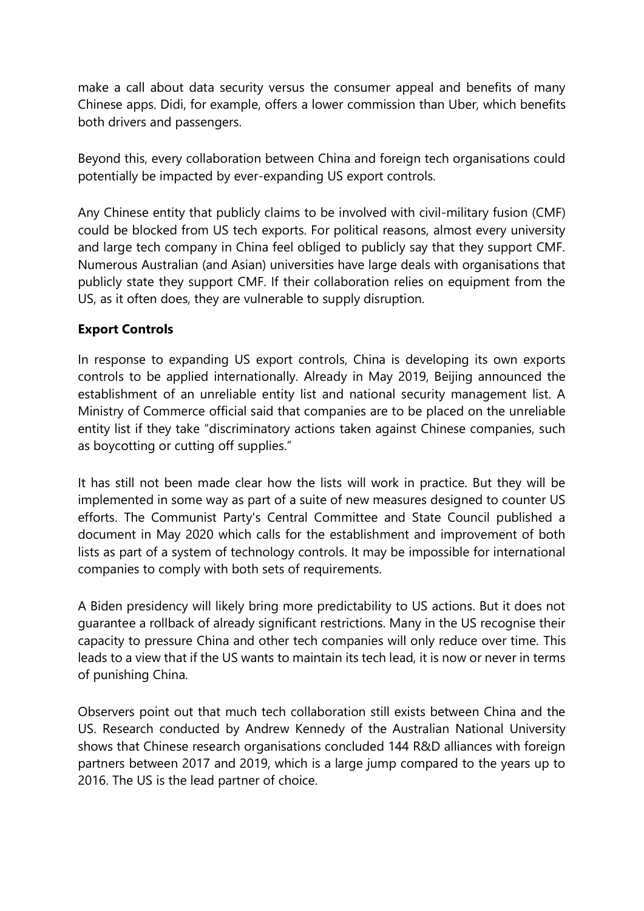make a call about data security versus the consumer appeal and benefits of many Chinese apps. Didi, for example, offers a lower commission than Uber, which benefits both drivers and passengers.

Beyond this, every collaboration between China and foreign tech organisations could potentially be impacted by ever-expanding US export controls.

Any Chinese entity that publicly claims to be involved with civil-military fusion (CMF) could be blocked from US tech exports. For political reasons, almost every university and large tech company in China feel obliged to publicly say that they support CMF. Numerous Australian (and Asian) universities have large deals with organisations that publicly state they support CMF. If their collaboration relies on equipment from the US, as it often does, they are vulnerable to supply disruption.

**Export Controls**

In response to expanding US export controls, China is developing its own exports controls to be applied internationally. Already in May 2019, Beijing announced the establishment of an unreliable entity list and national security management list. A Ministry of Commerce official said that companies are to be placed on the unreliable entity list if they take "discriminatory actions taken against Chinese companies, such as boycotting or cutting off supplies."

It has still not been made clear how the lists will work in practice. But they will be implemented in some way as part of a suite of new measures designed to counter US efforts. The Communist Party's Central Committee and State Council published a document in May 2020 which calls for the establishment and improvement of both lists as part of a system of technology controls. It may be impossible for international companies to comply with both sets of requirements.

A Biden presidency will likely bring more predictability to US actions. But it does not guarantee a rollback of already significant restrictions. Many in the US recognise their capacity to pressure China and other tech companies will only reduce over time. This leads to a view that if the US wants to maintain its tech lead, it is now or never in terms of punishing China.

Observers point out that much tech collaboration still exists between China and the US. Research conducted by Andrew Kennedy of the Australian National University shows that Chinese research organisations concluded 144 R&D alliances with foreign partners between 2017 and 2019, which is a large jump compared to the years up to 2016. The US is the lead partner of choice.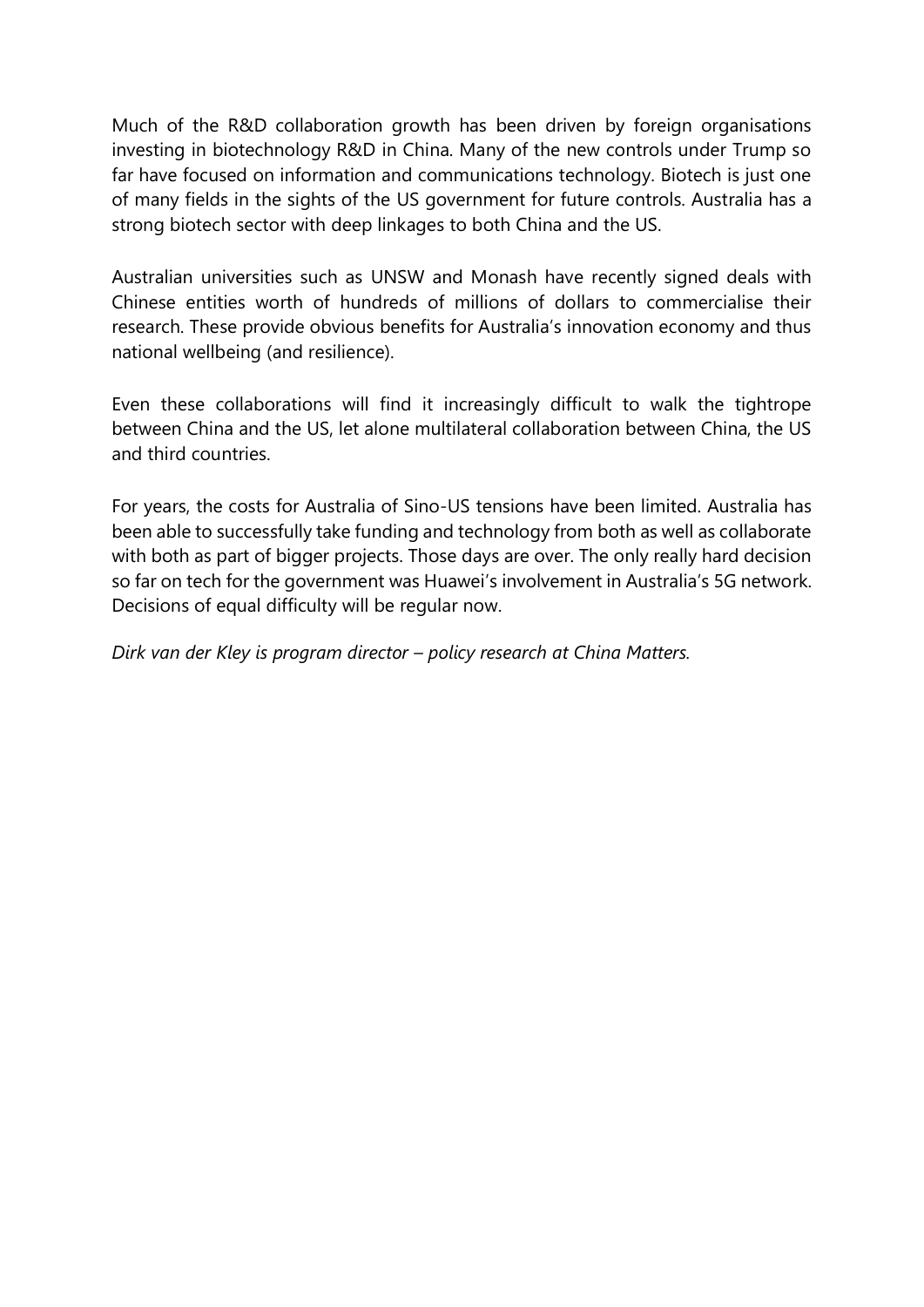Much of the R&D collaboration growth has been driven by foreign organisations investing in biotechnology R&D in China. Many of the new controls under Trump so far have focused on information and communications technology. Biotech is just one of many fields in the sights of the US government for future controls. Australia has a strong biotech sector with deep linkages to both China and the US.

Australian universities such as UNSW and Monash have recently signed deals with Chinese entities worth of hundreds of millions of dollars to commercialise their research. These provide obvious benefits for Australia's innovation economy and thus national wellbeing (and resilience).

Even these collaborations will find it increasingly difficult to walk the tightrope between China and the US, let alone multilateral collaboration between China, the US and third countries.

For years, the costs for Australia of Sino-US tensions have been limited. Australia has been able to successfully take funding and technology from both as well as collaborate with both as part of bigger projects. Those days are over. The only really hard decision so far on tech for the government was Huawei's involvement in Australia's 5G network. Decisions of equal difficulty will be regular now.

*Dirk van der Kley is program director – policy research at China Matters.*